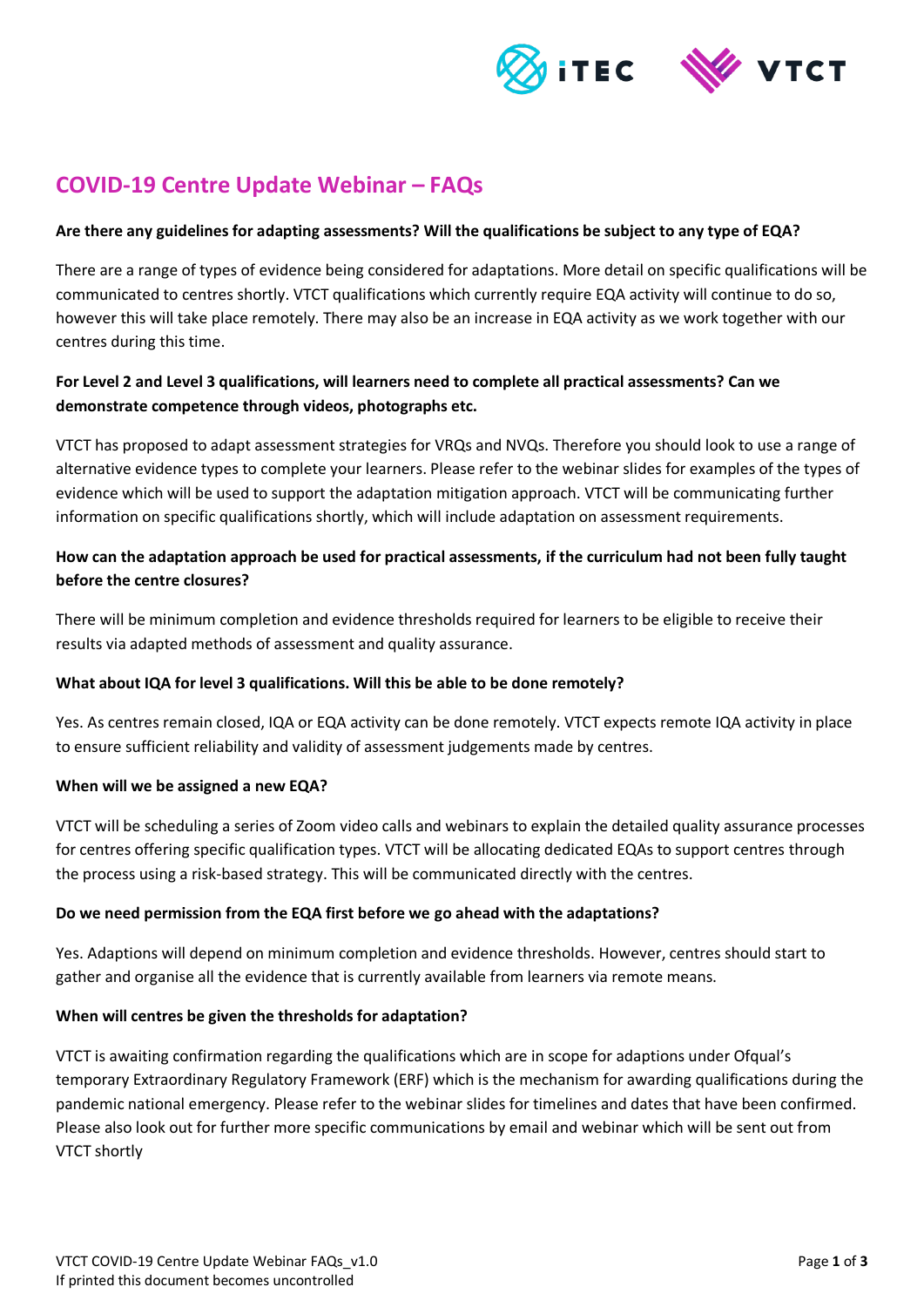# COVID-19 Centre Update Webinar – FAQs

**Are there any guidelines for adapting assessments? Will the qualifications be subject to any type of EQA?**

There are a range of types of evidence being considered for adaptations. More detail on specific qualifications will be communicated to centres shortly. VTCT qualifications which currently require EQA activity will continue to do so, however this will take place remotely. There may also be an increase in EQA activity as we work together with our centres during this time.

**For Level 2 and Level 3 qualifications, will learners need to complete all practical assessments? Can we demonstrate competence through videos, photographs etc.**

VTCT has proposed to adapt assessment strategies for VRQs and NVQs. Therefore you should look to use a range of alternative evidence types to complete your learners. Please refer to the webinar slides for examples of the types of evidence which will be used to support the adaptation mitigation approach. VTCT will be communicating further information on specific qualifications shortly, which will include adaptation on assessment requirements.

**How can the adaptation approach be used for practical assessments, if the curriculum had not been fully taught before the centre closures?**

There will be minimum completion and evidence thresholds required for learners to be eligible to receive their results via adapted methods of assessment and quality assurance.

**What about IQA for level 3 qualifications. Will this be able to be done remotely?**

Yes. As centres remain closed, IQA or EQA activity can be done remotely. VTCT expects remote IQA activity in place to ensure sufficient reliability and validity of assessment judgements made by centres.

**When will we be assigned a new EQA?**

VTCT will be scheduling a series of Zoom video calls and webinars to explain the detailed quality assurance processes for centres offering specific qualification types. VTCT will be allocating dedicated EQAs to support centres through the process using a risk-based strategy. This will be communicated directly with the centres.

**Do we need permission from the EQA first before we go ahead with the adaptations?**

Yes. Adaptions will depend on minimum completion and evidence thresholds. However, centres should start to gather and organise all the evidence that is currently available from learners via remote means.

**When will centres be given the thresholds for adaptation?**

VTCT is awaiting confirmation regarding the qualifications which are in scope for adaptions under Ofqual's temporary Extraordinary Regulatory Framework (ERF) which is the mechanism for awarding qualifications during the pandemic national emergency. Please refer to the webinar slides for timelines and dates that have been confirmed. Please also look out for further more specific communications by email and webinar which will be sent out from VTCT shortly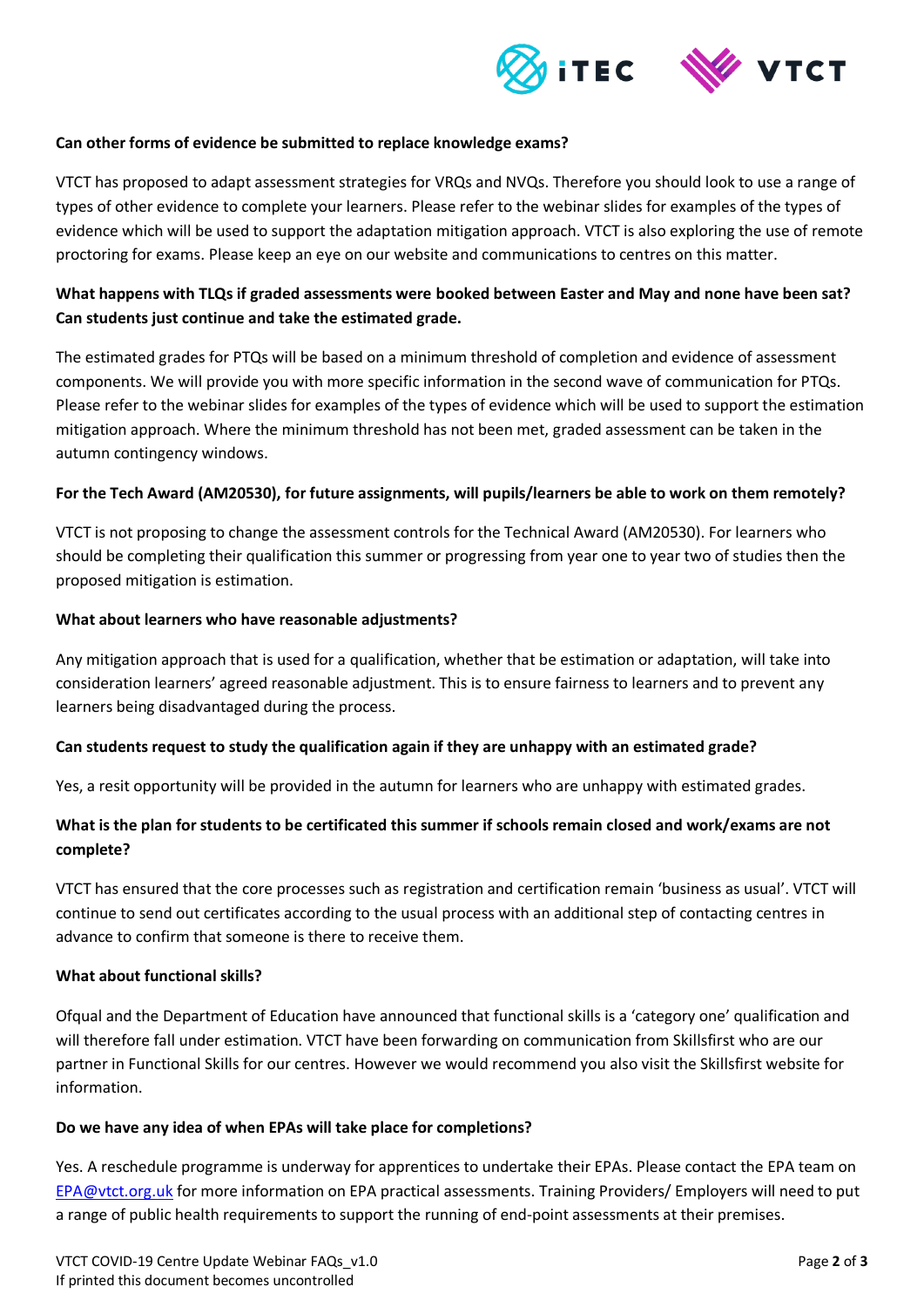**Can other forms of evidence be submitted to replace knowledge exams?**

VTCT has proposed to adapt assessment strategies for VRQs and NVQs. Therefore you should look to use a range of types of other evidence to complete your learners. Please refer to the webinar slides for examples of the types of evidence which will be used to support the adaptation mitigation approach. VTCT is also exploring the use of remote proctoring for exams. Please keep an eye on our website and communications to centres on this matter.

**What happens with TLQs if graded assessments were booked between Easter and May and none have been sat? Can students just continue and take the estimated grade.**

The estimated grades for PTQs will be based on a minimum threshold of completion and evidence of assessment components. We will provide you with more specific information in the second wave of communication for PTQs. Please refer to the webinar slides for examples of the types of evidence which will be used to support the estimation mitigation approach. Where the minimum threshold has not been met, graded assessment can be taken in the autumn contingency windows.

**For the Tech Award (AM20530), for future assignments, will pupils/learners be able to work on them remotely?**

VTCT is not proposing to change the assessment controls for the Technical Award (AM20530). For learners who should be completing their qualification this summer or progressing from year one to year two of studies then the proposed mitigation is estimation.

**What about learners who have reasonable adjustments?**

Any mitigation approach that is used for a qualification, whether that be estimation or adaptation, will take into consideration learners' agreed reasonable adjustment. This is to ensure fairness to learners and to prevent any learners being disadvantaged during the process.

**Can students request to study the qualification again if they are unhappy with an estimated grade?**

Yes, a resit opportunity will be provided in the autumn for learners who are unhappy with estimated grades.

**What is the plan for students to be certificated this summer if schools remain closed and work/exams are not complete?**

VTCT has ensured that the core processes such as registration and certification remain 'business as usual'. VTCT will continue to send out certificates according to the usual process with an additional step of contacting centres in advance to confirm that someone is there to receive them.

**What about functional skills?**

Ofqual and the Department of Education have announced that functional skills is a 'category one' qualification and will therefore fall under estimation. VTCT have been forwarding on communication from Skillsfirst who are our partner in Functional Skills for our centres. However we would recommend you also visit the Skillsfirst website for information.

**Do we have any idea of when EPAs will take place for completions?**

Yes. A reschedule programme is underway for apprentices to undertake their EPAs. Please contact the EPA team on EPA@vtct.org.uk for more information on EPA practical assessments. Training Providers/ Employers will need to put a range of public health requirements to support the running of end-point assessments at their premises.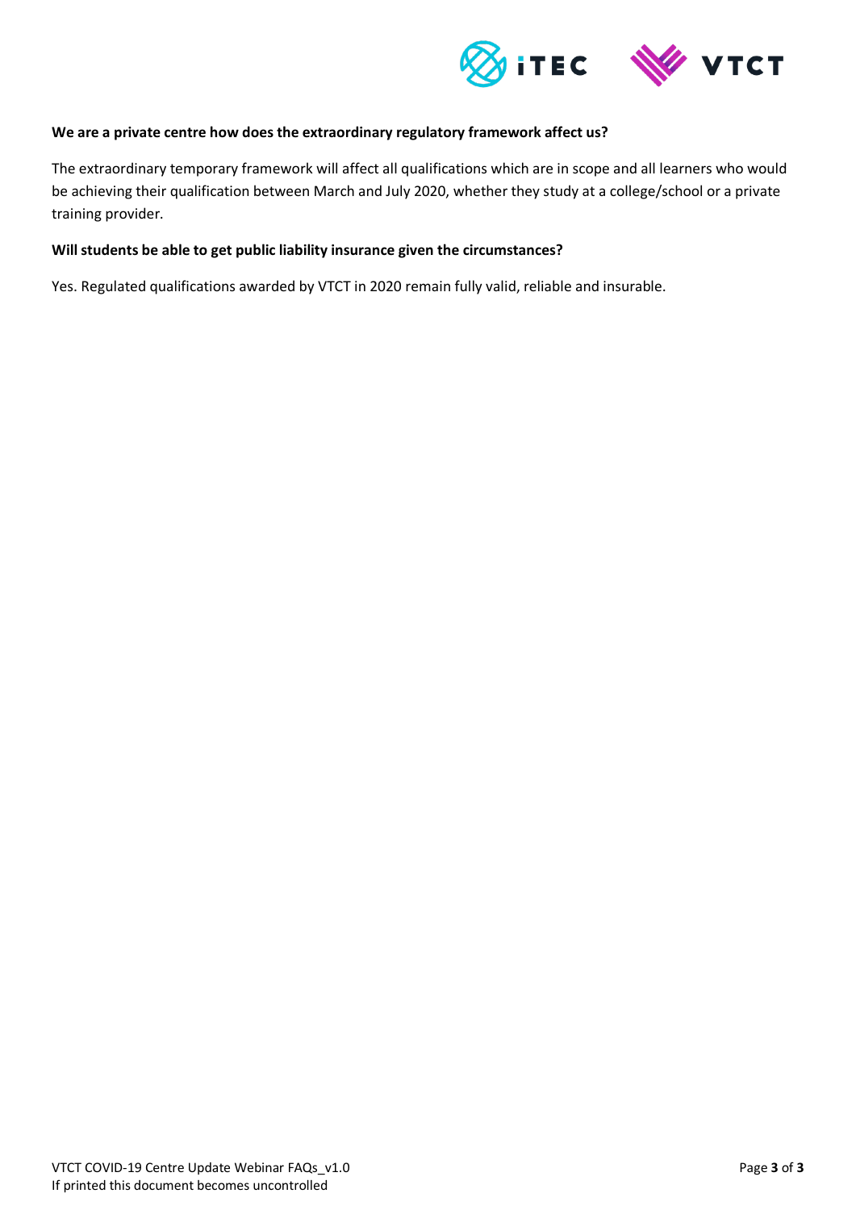**We are a private centre how does the extraordinary regulatory framework affect us?**

The extraordinary temporary framework will affect all qualifications which are in scope and all learners who would be achieving their qualification between March and July 2020, whether they study at a college/school or a private training provider.

**Will students be able to get public liability insurance given the circumstances?**

Yes. Regulated qualifications awarded by VTCT in 2020 remain fully valid, reliable and insurable.